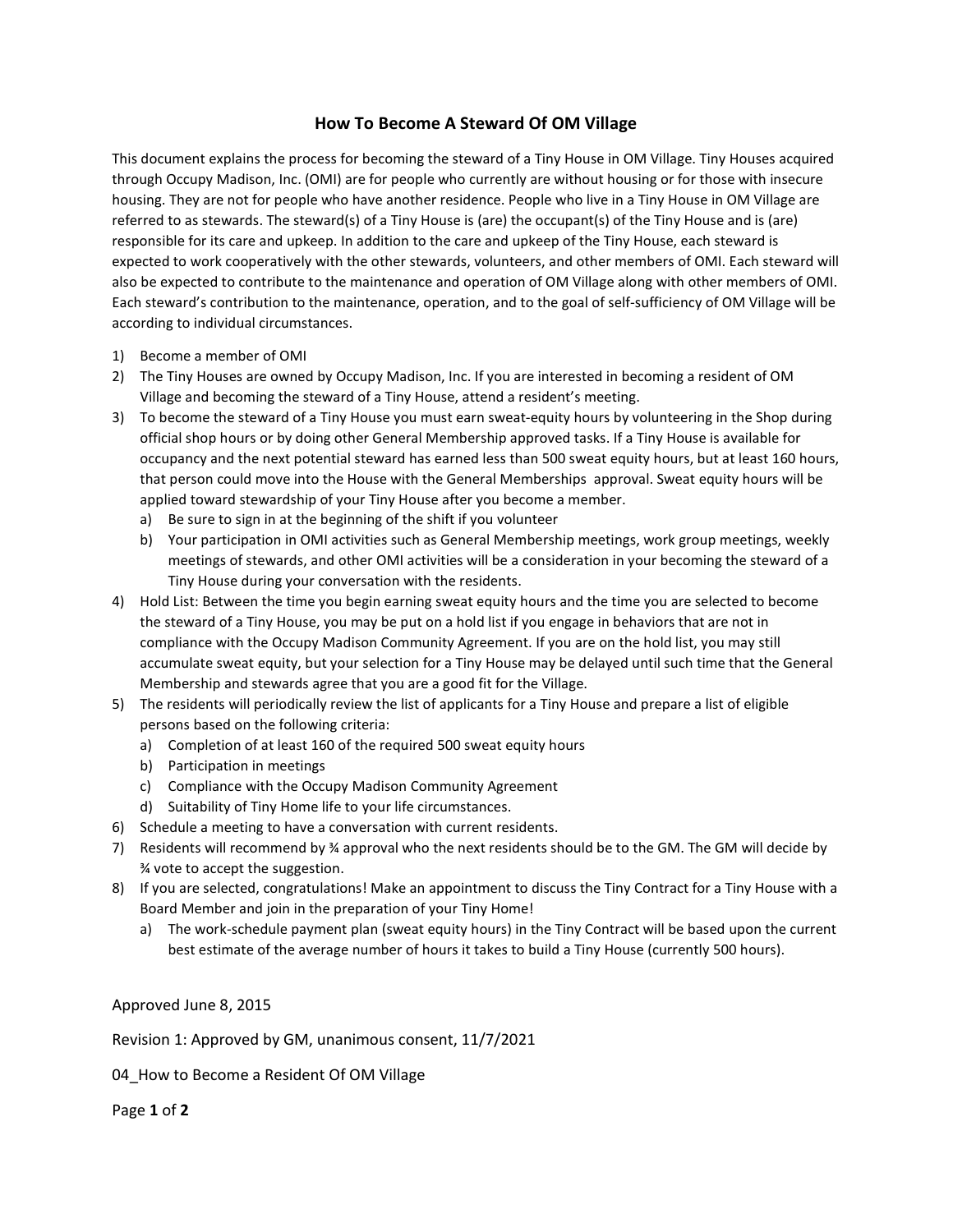# How To Become A Steward Of OM Village

This document explains the process for becoming the steward of a Tiny House in OM Village. Tiny Houses acquired through Occupy Madison, Inc. (OMI) are for people who currently are without housing or for those with insecure housing. They are not for people who have another residence. People who live in a Tiny House in OM Village are referred to as stewards. The steward(s) of a Tiny House is (are) the occupant(s) of the Tiny House and is (are) responsible for its care and upkeep. In addition to the care and upkeep of the Tiny House, each steward is expected to work cooperatively with the other stewards, volunteers, and other members of OMI. Each steward will also be expected to contribute to the maintenance and operation of OM Village along with other members of OMI. Each steward's contribution to the maintenance, operation, and to the goal of self-sufficiency of OM Village will be according to individual circumstances.

1) Become a member of OMI
2) The Tiny Houses are owned by Occupy Madison, Inc. If you are interested in becoming a resident of OM Village and becoming the steward of a Tiny House, attend a resident's meeting.
3) To become the steward of a Tiny House you must earn sweat-equity hours by volunteering in the Shop during official shop hours or by doing other General Membership approved tasks. If a Tiny House is available for occupancy and the next potential steward has earned less than 500 sweat equity hours, but at least 160 hours, that person could move into the House with the General Memberships approval. Sweat equity hours will be applied toward stewardship of your Tiny House after you become a member.
   a) Be sure to sign in at the beginning of the shift if you volunteer
   b) Your participation in OMI activities such as General Membership meetings, work group meetings, weekly meetings of stewards, and other OMI activities will be a consideration in your becoming the steward of a Tiny House during your conversation with the residents.
4) Hold List: Between the time you begin earning sweat equity hours and the time you are selected to become the steward of a Tiny House, you may be put on a hold list if you engage in behaviors that are not in compliance with the Occupy Madison Community Agreement. If you are on the hold list, you may still accumulate sweat equity, but your selection for a Tiny House may be delayed until such time that the General Membership and stewards agree that you are a good fit for the Village.
5) The residents will periodically review the list of applicants for a Tiny House and prepare a list of eligible persons based on the following criteria:
   a) Completion of at least 160 of the required 500 sweat equity hours
   b) Participation in meetings
   c) Compliance with the Occupy Madison Community Agreement
   d) Suitability of Tiny Home life to your life circumstances.
6) Schedule a meeting to have a conversation with current residents.
7) Residents will recommend by ¾ approval who the next residents should be to the GM. The GM will decide by ¾ vote to accept the suggestion.
8) If you are selected, congratulations! Make an appointment to discuss the Tiny Contract for a Tiny House with a Board Member and join in the preparation of your Tiny Home!
   a) The work-schedule payment plan (sweat equity hours) in the Tiny Contract will be based upon the current best estimate of the average number of hours it takes to build a Tiny House (currently 500 hours).

Approved June 8, 2015

Revision 1: Approved by GM, unanimous consent, 11/7/2021

04_How to Become a Resident Of OM Village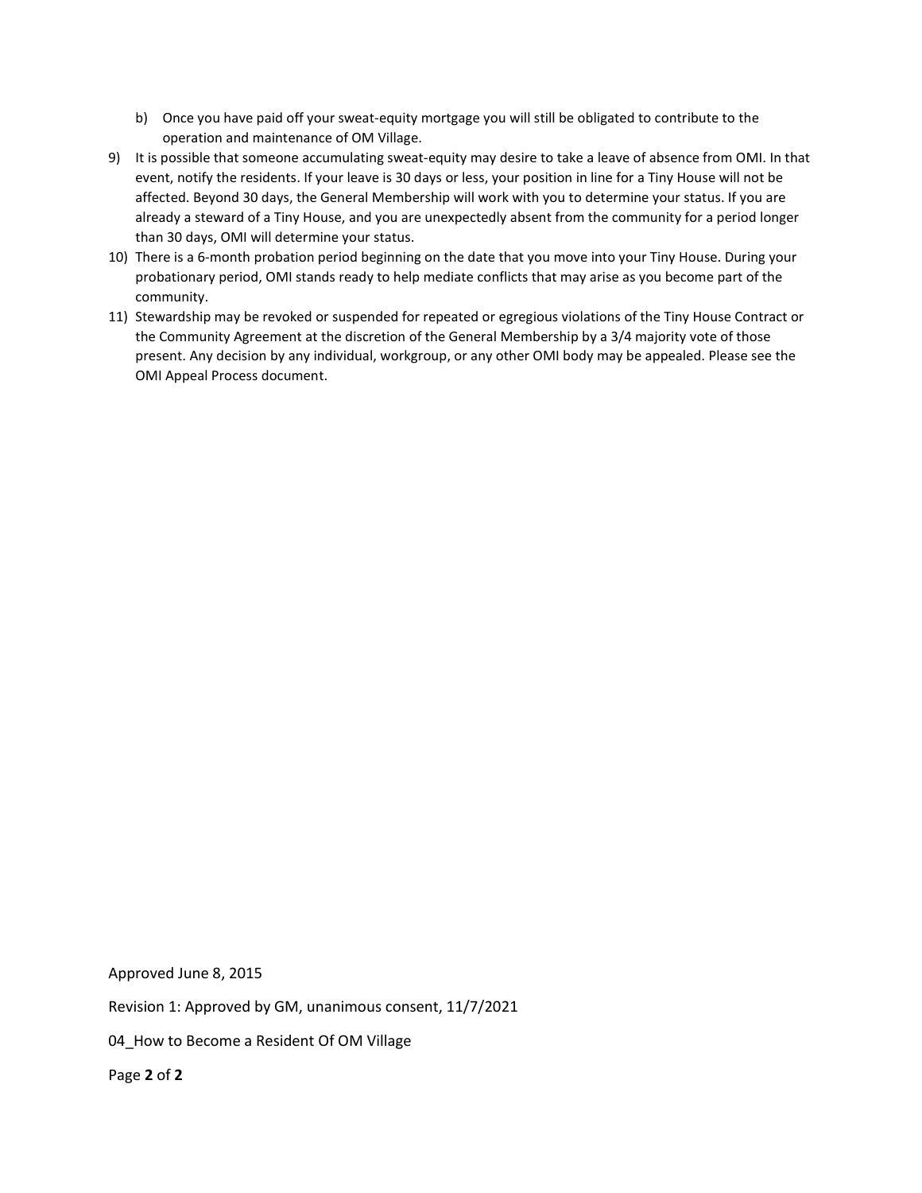b) Once you have paid off your sweat-equity mortgage you will still be obligated to contribute to the operation and maintenance of OM Village.

9) It is possible that someone accumulating sweat-equity may desire to take a leave of absence from OMI. In that event, notify the residents. If your leave is 30 days or less, your position in line for a Tiny House will not be affected. Beyond 30 days, the General Membership will work with you to determine your status. If you are already a steward of a Tiny House, and you are unexpectedly absent from the community for a period longer than 30 days, OMI will determine your status.
10) There is a 6-month probation period beginning on the date that you move into your Tiny House. During your probationary period, OMI stands ready to help mediate conflicts that may arise as you become part of the community.
11) Stewardship may be revoked or suspended for repeated or egregious violations of the Tiny House Contract or the Community Agreement at the discretion of the General Membership by a 3/4 majority vote of those present. Any decision by any individual, workgroup, or any other OMI body may be appealed. Please see the OMI Appeal Process document.

Approved June 8, 2015

Revision 1: Approved by GM, unanimous consent, 11/7/2021

04_How to Become a Resident Of OM Village